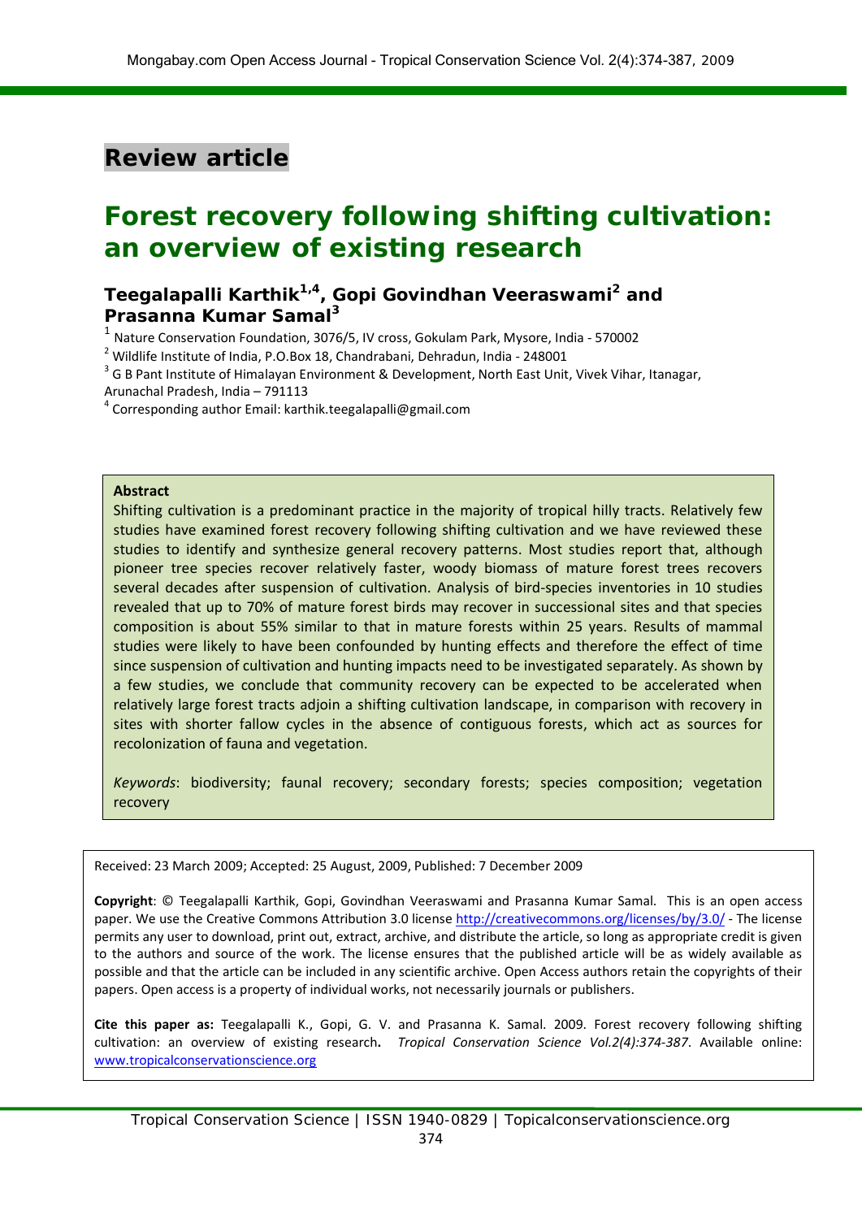Review article

# Forest recovery following shifting cultivation: an overview of existing research

**Teegalapalli Karthik[1,4], Gopi Govindhan Veeraswami[2] and Prasanna Kumar Samal[3]**

[1] Nature Conservation Foundation, 3076/5, IV cross, Gokulam Park, Mysore, India - 570002

[2] Wildlife Institute of India, P.O.Box 18, Chandrabani, Dehradun, India - 248001

[3] G B Pant Institute of Himalayan Environment & Development, North East Unit, Vivek Vihar, Itanagar, Arunachal Pradesh, India – 791113

[4] Corresponding author Email: karthik.teegalapalli@gmail.com

**Abstract**

Shifting cultivation is a predominant practice in the majority of tropical hilly tracts. Relatively few studies have examined forest recovery following shifting cultivation and we have reviewed these studies to identify and synthesize general recovery patterns. Most studies report that, although pioneer tree species recover relatively faster, woody biomass of mature forest trees recovers several decades after suspension of cultivation. Analysis of bird-species inventories in 10 studies revealed that up to 70% of mature forest birds may recover in successional sites and that species composition is about 55% similar to that in mature forests within 25 years. Results of mammal studies were likely to have been confounded by hunting effects and therefore the effect of time since suspension of cultivation and hunting impacts need to be investigated separately. As shown by a few studies, we conclude that community recovery can be expected to be accelerated when relatively large forest tracts adjoin a shifting cultivation landscape, in comparison with recovery in sites with shorter fallow cycles in the absence of contiguous forests, which act as sources for recolonization of fauna and vegetation.

*Keywords*: biodiversity; faunal recovery; secondary forests; species composition; vegetation recovery

Received: 23 March 2009; Accepted: 25 August, 2009, Published: 7 December 2009

**Copyright**: © Teegalapalli Karthik, Gopi, Govindhan Veeraswami and Prasanna Kumar Samal. This is an open access paper. We use the Creative Commons Attribution 3.0 license http://creativecommons.org/licenses/by/3.0/ - The license permits any user to download, print out, extract, archive, and distribute the article, so long as appropriate credit is given to the authors and source of the work. The license ensures that the published article will be as widely available as possible and that the article can be included in any scientific archive. Open Access authors retain the copyrights of their papers. Open access is a property of individual works, not necessarily journals or publishers.

**Cite this paper as:** Teegalapalli K., Gopi, G. V. and Prasanna K. Samal. 2009. Forest recovery following shifting cultivation: an overview of existing research**.** *Tropical Conservation Science Vol.2(4):374-387*. Available online: www.tropicalconservationscience.org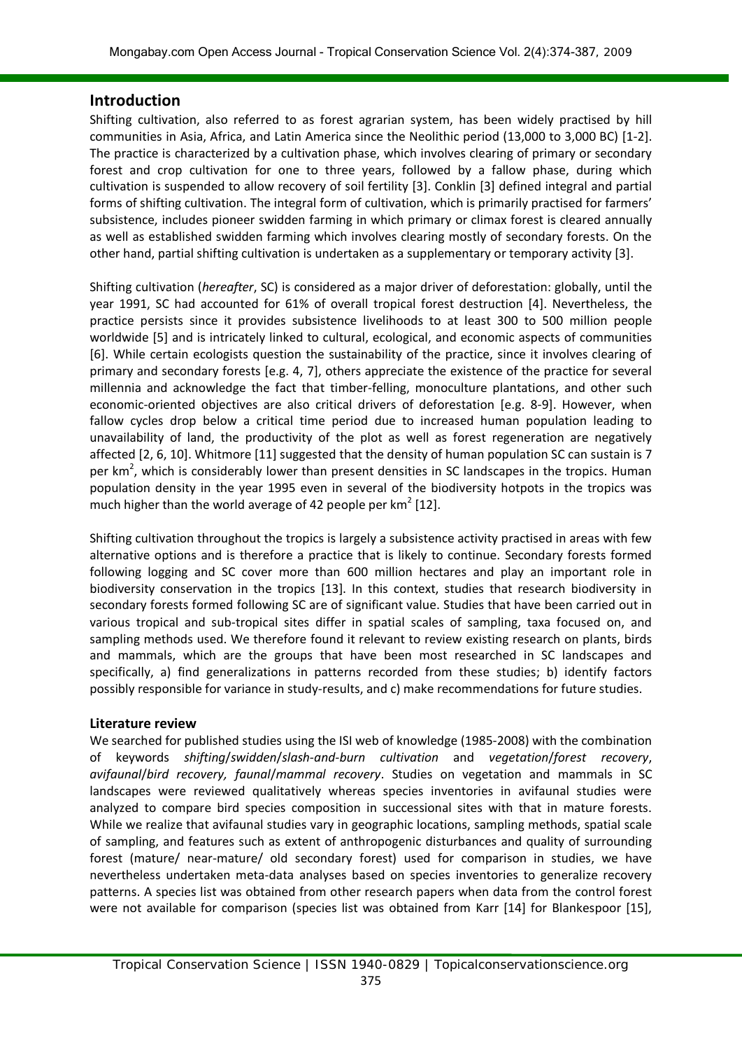## Introduction

Shifting cultivation, also referred to as forest agrarian system, has been widely practised by hill communities in Asia, Africa, and Latin America since the Neolithic period (13,000 to 3,000 BC) [1-2]. The practice is characterized by a cultivation phase, which involves clearing of primary or secondary forest and crop cultivation for one to three years, followed by a fallow phase, during which cultivation is suspended to allow recovery of soil fertility [3]. Conklin [3] defined integral and partial forms of shifting cultivation. The integral form of cultivation, which is primarily practised for farmers' subsistence, includes pioneer swidden farming in which primary or climax forest is cleared annually as well as established swidden farming which involves clearing mostly of secondary forests. On the other hand, partial shifting cultivation is undertaken as a supplementary or temporary activity [3].

Shifting cultivation (*hereafter*, SC) is considered as a major driver of deforestation: globally, until the year 1991, SC had accounted for 61% of overall tropical forest destruction [4]. Nevertheless, the practice persists since it provides subsistence livelihoods to at least 300 to 500 million people worldwide [5] and is intricately linked to cultural, ecological, and economic aspects of communities [6]. While certain ecologists question the sustainability of the practice, since it involves clearing of primary and secondary forests [e.g. 4, 7], others appreciate the existence of the practice for several millennia and acknowledge the fact that timber-felling, monoculture plantations, and other such economic-oriented objectives are also critical drivers of deforestation [e.g. 8-9]. However, when fallow cycles drop below a critical time period due to increased human population leading to unavailability of land, the productivity of the plot as well as forest regeneration are negatively affected [2, 6, 10]. Whitmore [11] suggested that the density of human population SC can sustain is 7 per km$^2$, which is considerably lower than present densities in SC landscapes in the tropics. Human population density in the year 1995 even in several of the biodiversity hotpots in the tropics was much higher than the world average of 42 people per km$^2$ [12].

Shifting cultivation throughout the tropics is largely a subsistence activity practised in areas with few alternative options and is therefore a practice that is likely to continue. Secondary forests formed following logging and SC cover more than 600 million hectares and play an important role in biodiversity conservation in the tropics [13]. In this context, studies that research biodiversity in secondary forests formed following SC are of significant value. Studies that have been carried out in various tropical and sub-tropical sites differ in spatial scales of sampling, taxa focused on, and sampling methods used. We therefore found it relevant to review existing research on plants, birds and mammals, which are the groups that have been most researched in SC landscapes and specifically, a) find generalizations in patterns recorded from these studies; b) identify factors possibly responsible for variance in study-results, and c) make recommendations for future studies.

### Literature review

We searched for published studies using the ISI web of knowledge (1985-2008) with the combination of keywords *shifting*/*swidden*/*slash-and-burn cultivation* and *vegetation*/*forest recovery*, *avifaunal*/*bird recovery, faunal*/*mammal recovery*. Studies on vegetation and mammals in SC landscapes were reviewed qualitatively whereas species inventories in avifaunal studies were analyzed to compare bird species composition in successional sites with that in mature forests. While we realize that avifaunal studies vary in geographic locations, sampling methods, spatial scale of sampling, and features such as extent of anthropogenic disturbances and quality of surrounding forest (mature/ near-mature/ old secondary forest) used for comparison in studies, we have nevertheless undertaken meta-data analyses based on species inventories to generalize recovery patterns. A species list was obtained from other research papers when data from the control forest were not available for comparison (species list was obtained from Karr [14] for Blankespoor [15],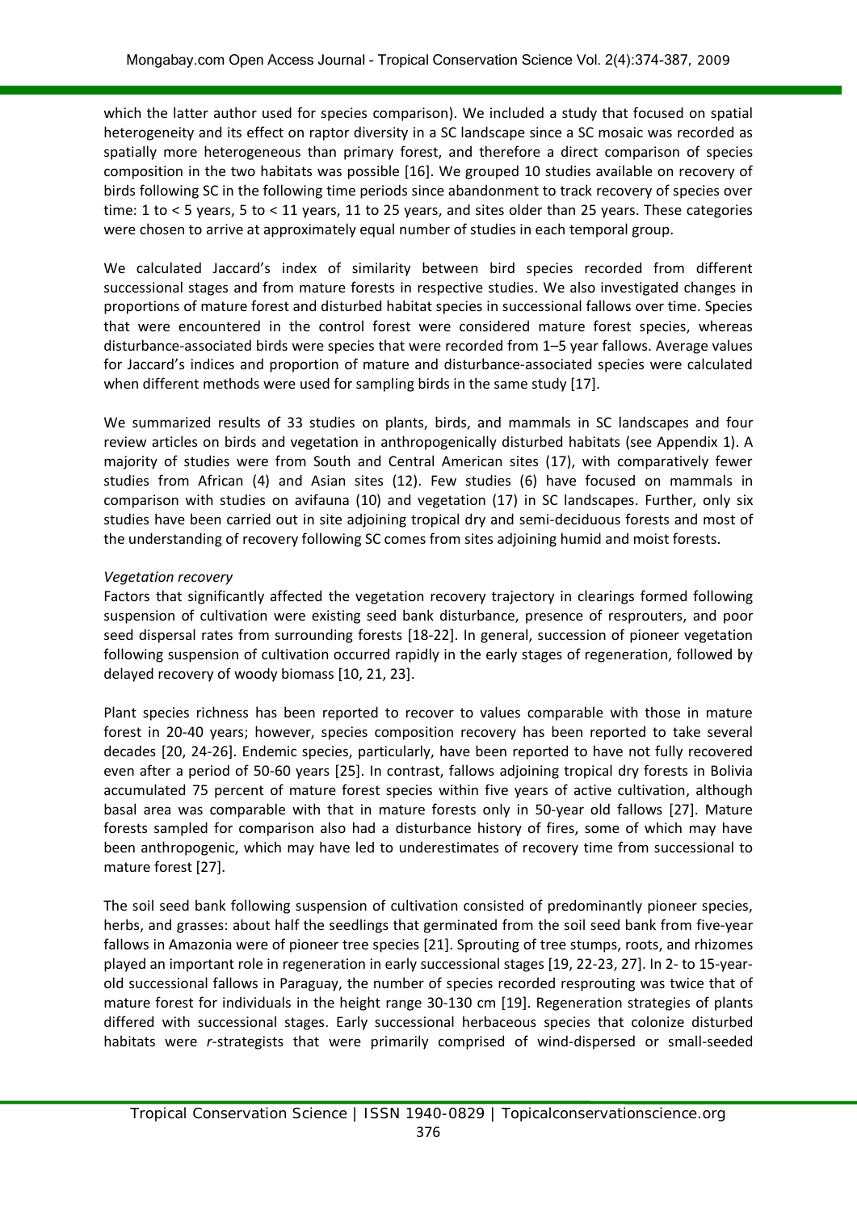which the latter author used for species comparison). We included a study that focused on spatial heterogeneity and its effect on raptor diversity in a SC landscape since a SC mosaic was recorded as spatially more heterogeneous than primary forest, and therefore a direct comparison of species composition in the two habitats was possible [16]. We grouped 10 studies available on recovery of birds following SC in the following time periods since abandonment to track recovery of species over time: 1 to < 5 years, 5 to < 11 years, 11 to 25 years, and sites older than 25 years. These categories were chosen to arrive at approximately equal number of studies in each temporal group.

We calculated Jaccard's index of similarity between bird species recorded from different successional stages and from mature forests in respective studies. We also investigated changes in proportions of mature forest and disturbed habitat species in successional fallows over time. Species that were encountered in the control forest were considered mature forest species, whereas disturbance-associated birds were species that were recorded from 1–5 year fallows. Average values for Jaccard's indices and proportion of mature and disturbance-associated species were calculated when different methods were used for sampling birds in the same study [17].

We summarized results of 33 studies on plants, birds, and mammals in SC landscapes and four review articles on birds and vegetation in anthropogenically disturbed habitats (see Appendix 1). A majority of studies were from South and Central American sites (17), with comparatively fewer studies from African (4) and Asian sites (12). Few studies (6) have focused on mammals in comparison with studies on avifauna (10) and vegetation (17) in SC landscapes. Further, only six studies have been carried out in site adjoining tropical dry and semi-deciduous forests and most of the understanding of recovery following SC comes from sites adjoining humid and moist forests.

*Vegetation recovery*

Factors that significantly affected the vegetation recovery trajectory in clearings formed following suspension of cultivation were existing seed bank disturbance, presence of resprouters, and poor seed dispersal rates from surrounding forests [18-22]. In general, succession of pioneer vegetation following suspension of cultivation occurred rapidly in the early stages of regeneration, followed by delayed recovery of woody biomass [10, 21, 23].

Plant species richness has been reported to recover to values comparable with those in mature forest in 20-40 years; however, species composition recovery has been reported to take several decades [20, 24-26]. Endemic species, particularly, have been reported to have not fully recovered even after a period of 50-60 years [25]. In contrast, fallows adjoining tropical dry forests in Bolivia accumulated 75 percent of mature forest species within five years of active cultivation, although basal area was comparable with that in mature forests only in 50-year old fallows [27]. Mature forests sampled for comparison also had a disturbance history of fires, some of which may have been anthropogenic, which may have led to underestimates of recovery time from successional to mature forest [27].

The soil seed bank following suspension of cultivation consisted of predominantly pioneer species, herbs, and grasses: about half the seedlings that germinated from the soil seed bank from five-year fallows in Amazonia were of pioneer tree species [21]. Sprouting of tree stumps, roots, and rhizomes played an important role in regeneration in early successional stages [19, 22-23, 27]. In 2- to 15-year-old successional fallows in Paraguay, the number of species recorded resprouting was twice that of mature forest for individuals in the height range 30-130 cm [19]. Regeneration strategies of plants differed with successional stages. Early successional herbaceous species that colonize disturbed habitats were *r*-strategists that were primarily comprised of wind-dispersed or small-seeded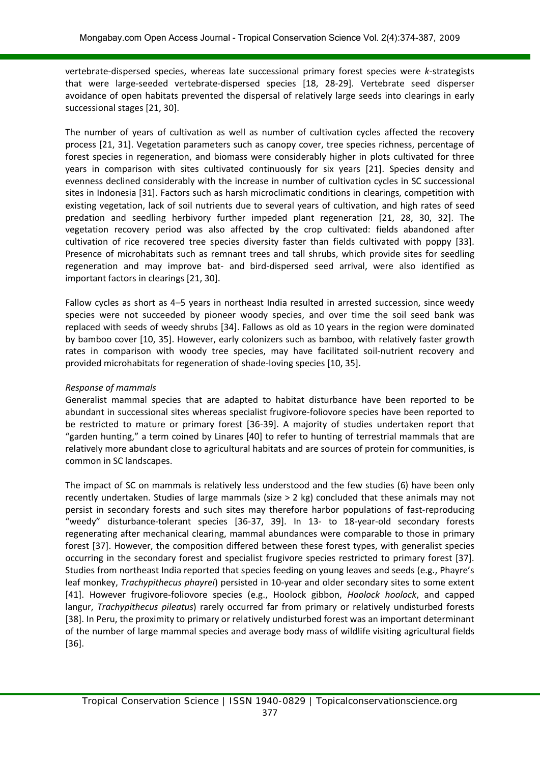vertebrate-dispersed species, whereas late successional primary forest species were *k*-strategists that were large-seeded vertebrate-dispersed species [18, 28-29]. Vertebrate seed disperser avoidance of open habitats prevented the dispersal of relatively large seeds into clearings in early successional stages [21, 30].

The number of years of cultivation as well as number of cultivation cycles affected the recovery process [21, 31]. Vegetation parameters such as canopy cover, tree species richness, percentage of forest species in regeneration, and biomass were considerably higher in plots cultivated for three years in comparison with sites cultivated continuously for six years [21]. Species density and evenness declined considerably with the increase in number of cultivation cycles in SC successional sites in Indonesia [31]. Factors such as harsh microclimatic conditions in clearings, competition with existing vegetation, lack of soil nutrients due to several years of cultivation, and high rates of seed predation and seedling herbivory further impeded plant regeneration [21, 28, 30, 32]. The vegetation recovery period was also affected by the crop cultivated: fields abandoned after cultivation of rice recovered tree species diversity faster than fields cultivated with poppy [33]. Presence of microhabitats such as remnant trees and tall shrubs, which provide sites for seedling regeneration and may improve bat- and bird-dispersed seed arrival, were also identified as important factors in clearings [21, 30].

Fallow cycles as short as 4–5 years in northeast India resulted in arrested succession, since weedy species were not succeeded by pioneer woody species, and over time the soil seed bank was replaced with seeds of weedy shrubs [34]. Fallows as old as 10 years in the region were dominated by bamboo cover [10, 35]. However, early colonizers such as bamboo, with relatively faster growth rates in comparison with woody tree species, may have facilitated soil-nutrient recovery and provided microhabitats for regeneration of shade-loving species [10, 35].

*Response of mammals*

Generalist mammal species that are adapted to habitat disturbance have been reported to be abundant in successional sites whereas specialist frugivore-foliovore species have been reported to be restricted to mature or primary forest [36-39]. A majority of studies undertaken report that "garden hunting," a term coined by Linares [40] to refer to hunting of terrestrial mammals that are relatively more abundant close to agricultural habitats and are sources of protein for communities, is common in SC landscapes.

The impact of SC on mammals is relatively less understood and the few studies (6) have been only recently undertaken. Studies of large mammals (size > 2 kg) concluded that these animals may not persist in secondary forests and such sites may therefore harbor populations of fast-reproducing "weedy" disturbance-tolerant species [36-37, 39]. In 13- to 18-year-old secondary forests regenerating after mechanical clearing, mammal abundances were comparable to those in primary forest [37]. However, the composition differed between these forest types, with generalist species occurring in the secondary forest and specialist frugivore species restricted to primary forest [37]. Studies from northeast India reported that species feeding on young leaves and seeds (e.g., Phayre's leaf monkey, *Trachypithecus phayrei*) persisted in 10-year and older secondary sites to some extent [41]. However frugivore-foliovore species (e.g., Hoolock gibbon, *Hoolock hoolock*, and capped langur, *Trachypithecus pileatus*) rarely occurred far from primary or relatively undisturbed forests [38]. In Peru, the proximity to primary or relatively undisturbed forest was an important determinant of the number of large mammal species and average body mass of wildlife visiting agricultural fields [36].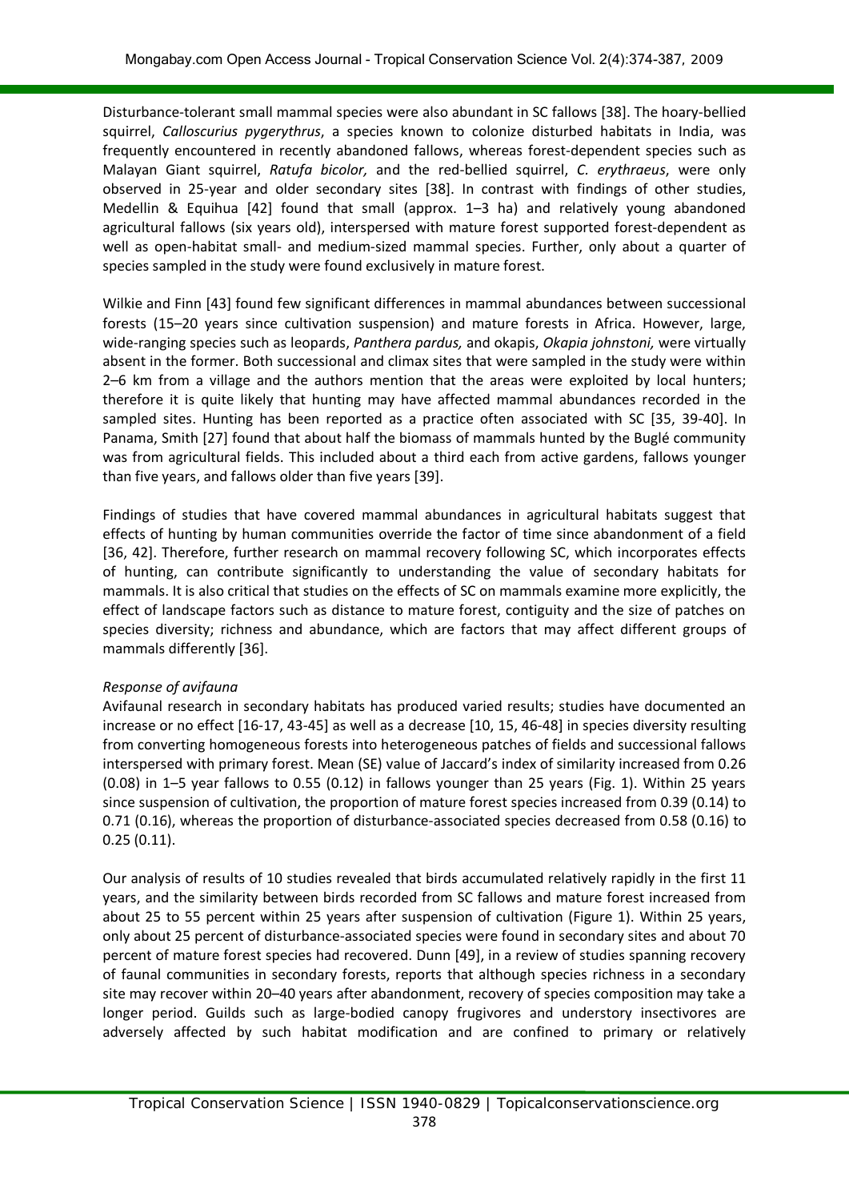Disturbance-tolerant small mammal species were also abundant in SC fallows [38]. The hoary-bellied squirrel, *Calloscurius pygerythrus*, a species known to colonize disturbed habitats in India, was frequently encountered in recently abandoned fallows, whereas forest-dependent species such as Malayan Giant squirrel, *Ratufa bicolor,* and the red-bellied squirrel, *C. erythraeus*, were only observed in 25-year and older secondary sites [38]. In contrast with findings of other studies, Medellin & Equihua [42] found that small (approx. 1–3 ha) and relatively young abandoned agricultural fallows (six years old), interspersed with mature forest supported forest-dependent as well as open-habitat small- and medium-sized mammal species. Further, only about a quarter of species sampled in the study were found exclusively in mature forest.

Wilkie and Finn [43] found few significant differences in mammal abundances between successional forests (15–20 years since cultivation suspension) and mature forests in Africa. However, large, wide-ranging species such as leopards, *Panthera pardus,* and okapis, *Okapia johnstoni,* were virtually absent in the former. Both successional and climax sites that were sampled in the study were within 2–6 km from a village and the authors mention that the areas were exploited by local hunters; therefore it is quite likely that hunting may have affected mammal abundances recorded in the sampled sites. Hunting has been reported as a practice often associated with SC [35, 39-40]. In Panama, Smith [27] found that about half the biomass of mammals hunted by the Buglé community was from agricultural fields. This included about a third each from active gardens, fallows younger than five years, and fallows older than five years [39].

Findings of studies that have covered mammal abundances in agricultural habitats suggest that effects of hunting by human communities override the factor of time since abandonment of a field [36, 42]. Therefore, further research on mammal recovery following SC, which incorporates effects of hunting, can contribute significantly to understanding the value of secondary habitats for mammals. It is also critical that studies on the effects of SC on mammals examine more explicitly, the effect of landscape factors such as distance to mature forest, contiguity and the size of patches on species diversity; richness and abundance, which are factors that may affect different groups of mammals differently [36].

*Response of avifauna*

Avifaunal research in secondary habitats has produced varied results; studies have documented an increase or no effect [16-17, 43-45] as well as a decrease [10, 15, 46-48] in species diversity resulting from converting homogeneous forests into heterogeneous patches of fields and successional fallows interspersed with primary forest. Mean (SE) value of Jaccard's index of similarity increased from 0.26 (0.08) in 1–5 year fallows to 0.55 (0.12) in fallows younger than 25 years (Fig. 1). Within 25 years since suspension of cultivation, the proportion of mature forest species increased from 0.39 (0.14) to 0.71 (0.16), whereas the proportion of disturbance-associated species decreased from 0.58 (0.16) to 0.25 (0.11).

Our analysis of results of 10 studies revealed that birds accumulated relatively rapidly in the first 11 years, and the similarity between birds recorded from SC fallows and mature forest increased from about 25 to 55 percent within 25 years after suspension of cultivation (Figure 1). Within 25 years, only about 25 percent of disturbance-associated species were found in secondary sites and about 70 percent of mature forest species had recovered. Dunn [49], in a review of studies spanning recovery of faunal communities in secondary forests, reports that although species richness in a secondary site may recover within 20–40 years after abandonment, recovery of species composition may take a longer period. Guilds such as large-bodied canopy frugivores and understory insectivores are adversely affected by such habitat modification and are confined to primary or relatively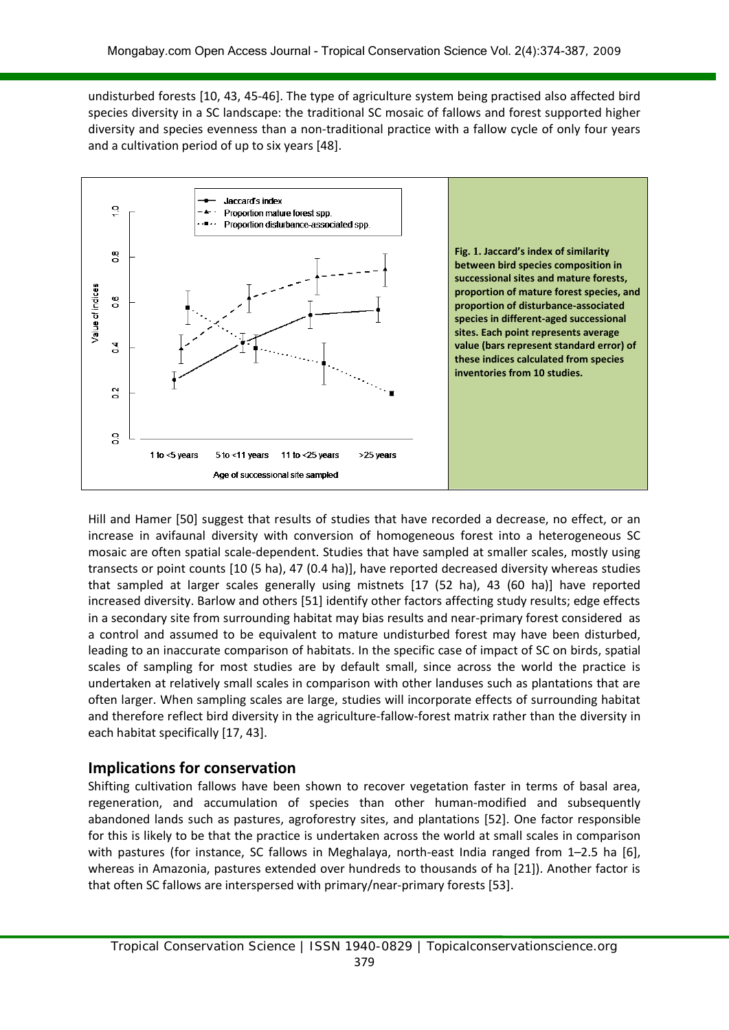undisturbed forests [10, 43, 45-46]. The type of agriculture system being practised also affected bird species diversity in a SC landscape: the traditional SC mosaic of fallows and forest supported higher diversity and species evenness than a non-traditional practice with a fallow cycle of only four years and a cultivation period of up to six years [48].

**Fig. 1. Jaccard's index of similarity between bird species composition in successional sites and mature forests, proportion of mature forest species, and proportion of disturbance-associated species in different-aged successional sites. Each point represents average value (bars represent standard error) of these indices calculated from species inventories from 10 studies.**

Hill and Hamer [50] suggest that results of studies that have recorded a decrease, no effect, or an increase in avifaunal diversity with conversion of homogeneous forest into a heterogeneous SC mosaic are often spatial scale-dependent. Studies that have sampled at smaller scales, mostly using transects or point counts [10 (5 ha), 47 (0.4 ha)], have reported decreased diversity whereas studies that sampled at larger scales generally using mistnets [17 (52 ha), 43 (60 ha)] have reported increased diversity. Barlow and others [51] identify other factors affecting study results; edge effects in a secondary site from surrounding habitat may bias results and near-primary forest considered as a control and assumed to be equivalent to mature undisturbed forest may have been disturbed, leading to an inaccurate comparison of habitats. In the specific case of impact of SC on birds, spatial scales of sampling for most studies are by default small, since across the world the practice is undertaken at relatively small scales in comparison with other landuses such as plantations that are often larger. When sampling scales are large, studies will incorporate effects of surrounding habitat and therefore reflect bird diversity in the agriculture-fallow-forest matrix rather than the diversity in each habitat specifically [17, 43].

## Implications for conservation

Shifting cultivation fallows have been shown to recover vegetation faster in terms of basal area, regeneration, and accumulation of species than other human-modified and subsequently abandoned lands such as pastures, agroforestry sites, and plantations [52]. One factor responsible for this is likely to be that the practice is undertaken across the world at small scales in comparison with pastures (for instance, SC fallows in Meghalaya, north-east India ranged from 1–2.5 ha [6], whereas in Amazonia, pastures extended over hundreds to thousands of ha [21]). Another factor is that often SC fallows are interspersed with primary/near-primary forests [53].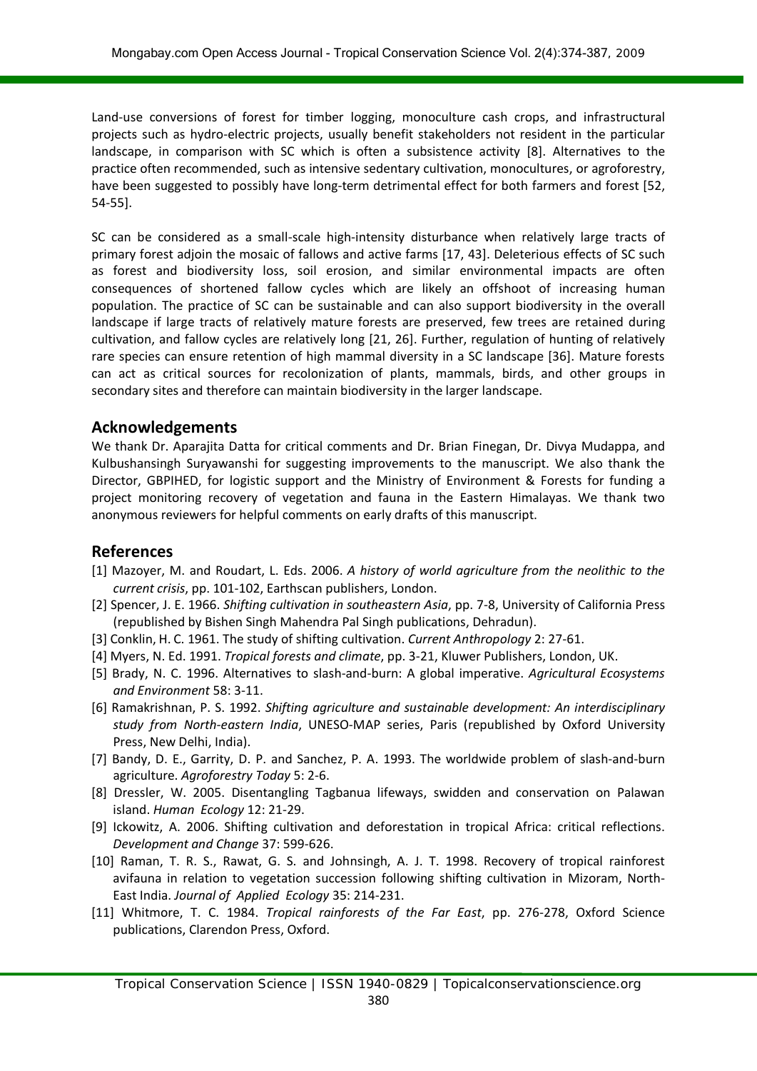Land-use conversions of forest for timber logging, monoculture cash crops, and infrastructural projects such as hydro-electric projects, usually benefit stakeholders not resident in the particular landscape, in comparison with SC which is often a subsistence activity [8]. Alternatives to the practice often recommended, such as intensive sedentary cultivation, monocultures, or agroforestry, have been suggested to possibly have long-term detrimental effect for both farmers and forest [52, 54-55].

SC can be considered as a small-scale high-intensity disturbance when relatively large tracts of primary forest adjoin the mosaic of fallows and active farms [17, 43]. Deleterious effects of SC such as forest and biodiversity loss, soil erosion, and similar environmental impacts are often consequences of shortened fallow cycles which are likely an offshoot of increasing human population. The practice of SC can be sustainable and can also support biodiversity in the overall landscape if large tracts of relatively mature forests are preserved, few trees are retained during cultivation, and fallow cycles are relatively long [21, 26]. Further, regulation of hunting of relatively rare species can ensure retention of high mammal diversity in a SC landscape [36]. Mature forests can act as critical sources for recolonization of plants, mammals, birds, and other groups in secondary sites and therefore can maintain biodiversity in the larger landscape.

## Acknowledgements

We thank Dr. Aparajita Datta for critical comments and Dr. Brian Finegan, Dr. Divya Mudappa, and Kulbushansingh Suryawanshi for suggesting improvements to the manuscript. We also thank the Director, GBPIHED, for logistic support and the Ministry of Environment & Forests for funding a project monitoring recovery of vegetation and fauna in the Eastern Himalayas. We thank two anonymous reviewers for helpful comments on early drafts of this manuscript.

## References

[1] Mazoyer, M. and Roudart, L. Eds. 2006. *A history of world agriculture from the neolithic to the current crisis*, pp. 101-102, Earthscan publishers, London.

[2] Spencer, J. E. 1966. *Shifting cultivation in southeastern Asia*, pp. 7-8, University of California Press (republished by Bishen Singh Mahendra Pal Singh publications, Dehradun).

[3] Conklin, H. C. 1961. The study of shifting cultivation. *Current Anthropology* 2: 27-61.

[4] Myers, N. Ed. 1991. *Tropical forests and climate*, pp. 3-21, Kluwer Publishers, London, UK.

[5] Brady, N. C. 1996. Alternatives to slash-and-burn: A global imperative. *Agricultural Ecosystems and Environment* 58: 3-11.

[6] Ramakrishnan, P. S. 1992. *Shifting agriculture and sustainable development: An interdisciplinary study from North-eastern India*, UNESO-MAP series, Paris (republished by Oxford University Press, New Delhi, India).

[7] Bandy, D. E., Garrity, D. P. and Sanchez, P. A. 1993. The worldwide problem of slash-and-burn agriculture. *Agroforestry Today* 5: 2-6.

[8] Dressler, W. 2005. Disentangling Tagbanua lifeways, swidden and conservation on Palawan island. *Human Ecology* 12: 21-29.

[9] Ickowitz, A. 2006. Shifting cultivation and deforestation in tropical Africa: critical reflections. *Development and Change* 37: 599-626.

[10] Raman, T. R. S., Rawat, G. S. and Johnsingh, A. J. T. 1998. Recovery of tropical rainforest avifauna in relation to vegetation succession following shifting cultivation in Mizoram, North-East India. *Journal of Applied Ecology* 35: 214-231.

[11] Whitmore, T. C. 1984. *Tropical rainforests of the Far East*, pp. 276-278, Oxford Science publications, Clarendon Press, Oxford.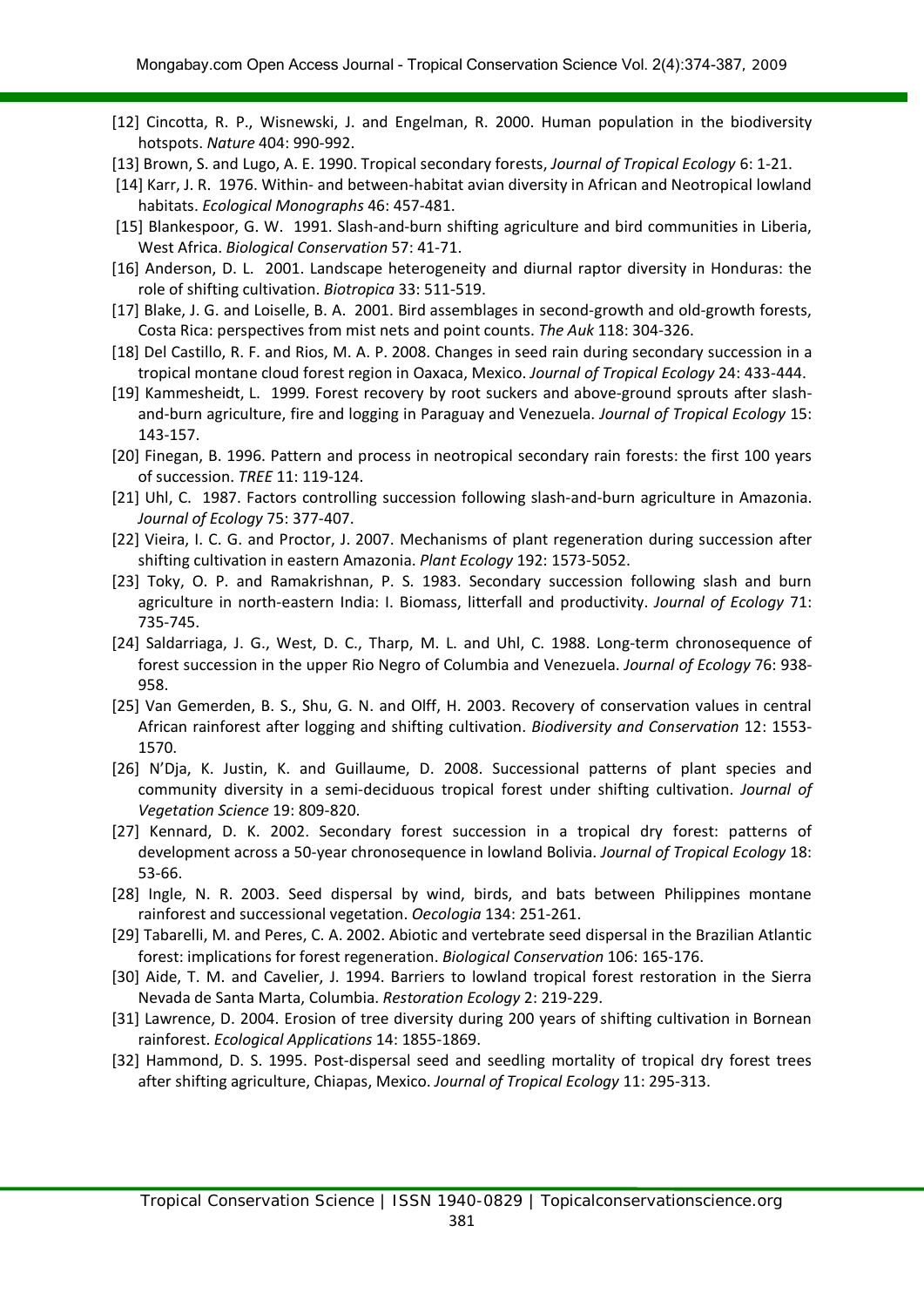[12] Cincotta, R. P., Wisnewski, J. and Engelman, R. 2000. Human population in the biodiversity hotspots. *Nature* 404: 990-992.

[13] Brown, S. and Lugo, A. E. 1990. Tropical secondary forests, *Journal of Tropical Ecology* 6: 1-21.

[14] Karr, J. R. 1976. Within- and between-habitat avian diversity in African and Neotropical lowland habitats. *Ecological Monographs* 46: 457-481.

[15] Blankespoor, G. W. 1991. Slash-and-burn shifting agriculture and bird communities in Liberia, West Africa. *Biological Conservation* 57: 41-71.

[16] Anderson, D. L. 2001. Landscape heterogeneity and diurnal raptor diversity in Honduras: the role of shifting cultivation. *Biotropica* 33: 511-519.

[17] Blake, J. G. and Loiselle, B. A. 2001. Bird assemblages in second-growth and old-growth forests, Costa Rica: perspectives from mist nets and point counts. *The Auk* 118: 304-326.

[18] Del Castillo, R. F. and Rios, M. A. P. 2008. Changes in seed rain during secondary succession in a tropical montane cloud forest region in Oaxaca, Mexico. *Journal of Tropical Ecology* 24: 433-444.

[19] Kammesheidt, L. 1999. Forest recovery by root suckers and above-ground sprouts after slash-and-burn agriculture, fire and logging in Paraguay and Venezuela. *Journal of Tropical Ecology* 15: 143-157.

[20] Finegan, B. 1996. Pattern and process in neotropical secondary rain forests: the first 100 years of succession. *TREE* 11: 119-124.

[21] Uhl, C. 1987. Factors controlling succession following slash-and-burn agriculture in Amazonia. *Journal of Ecology* 75: 377-407.

[22] Vieira, I. C. G. and Proctor, J. 2007. Mechanisms of plant regeneration during succession after shifting cultivation in eastern Amazonia. *Plant Ecology* 192: 1573-5052.

[23] Toky, O. P. and Ramakrishnan, P. S. 1983. Secondary succession following slash and burn agriculture in north-eastern India: I. Biomass, litterfall and productivity. *Journal of Ecology* 71: 735-745.

[24] Saldarriaga, J. G., West, D. C., Tharp, M. L. and Uhl, C. 1988. Long-term chronosequence of forest succession in the upper Rio Negro of Columbia and Venezuela. *Journal of Ecology* 76: 938-958.

[25] Van Gemerden, B. S., Shu, G. N. and Olff, H. 2003. Recovery of conservation values in central African rainforest after logging and shifting cultivation. *Biodiversity and Conservation* 12: 1553-1570.

[26] N'Dja, K. Justin, K. and Guillaume, D. 2008. Successional patterns of plant species and community diversity in a semi-deciduous tropical forest under shifting cultivation. *Journal of Vegetation Science* 19: 809-820.

[27] Kennard, D. K. 2002. Secondary forest succession in a tropical dry forest: patterns of development across a 50-year chronosequence in lowland Bolivia. *Journal of Tropical Ecology* 18: 53-66.

[28] Ingle, N. R. 2003. Seed dispersal by wind, birds, and bats between Philippines montane rainforest and successional vegetation. *Oecologia* 134: 251-261.

[29] Tabarelli, M. and Peres, C. A. 2002. Abiotic and vertebrate seed dispersal in the Brazilian Atlantic forest: implications for forest regeneration. *Biological Conservation* 106: 165-176.

[30] Aide, T. M. and Cavelier, J. 1994. Barriers to lowland tropical forest restoration in the Sierra Nevada de Santa Marta, Columbia. *Restoration Ecology* 2: 219-229.

[31] Lawrence, D. 2004. Erosion of tree diversity during 200 years of shifting cultivation in Bornean rainforest. *Ecological Applications* 14: 1855-1869.

[32] Hammond, D. S. 1995. Post-dispersal seed and seedling mortality of tropical dry forest trees after shifting agriculture, Chiapas, Mexico. *Journal of Tropical Ecology* 11: 295-313.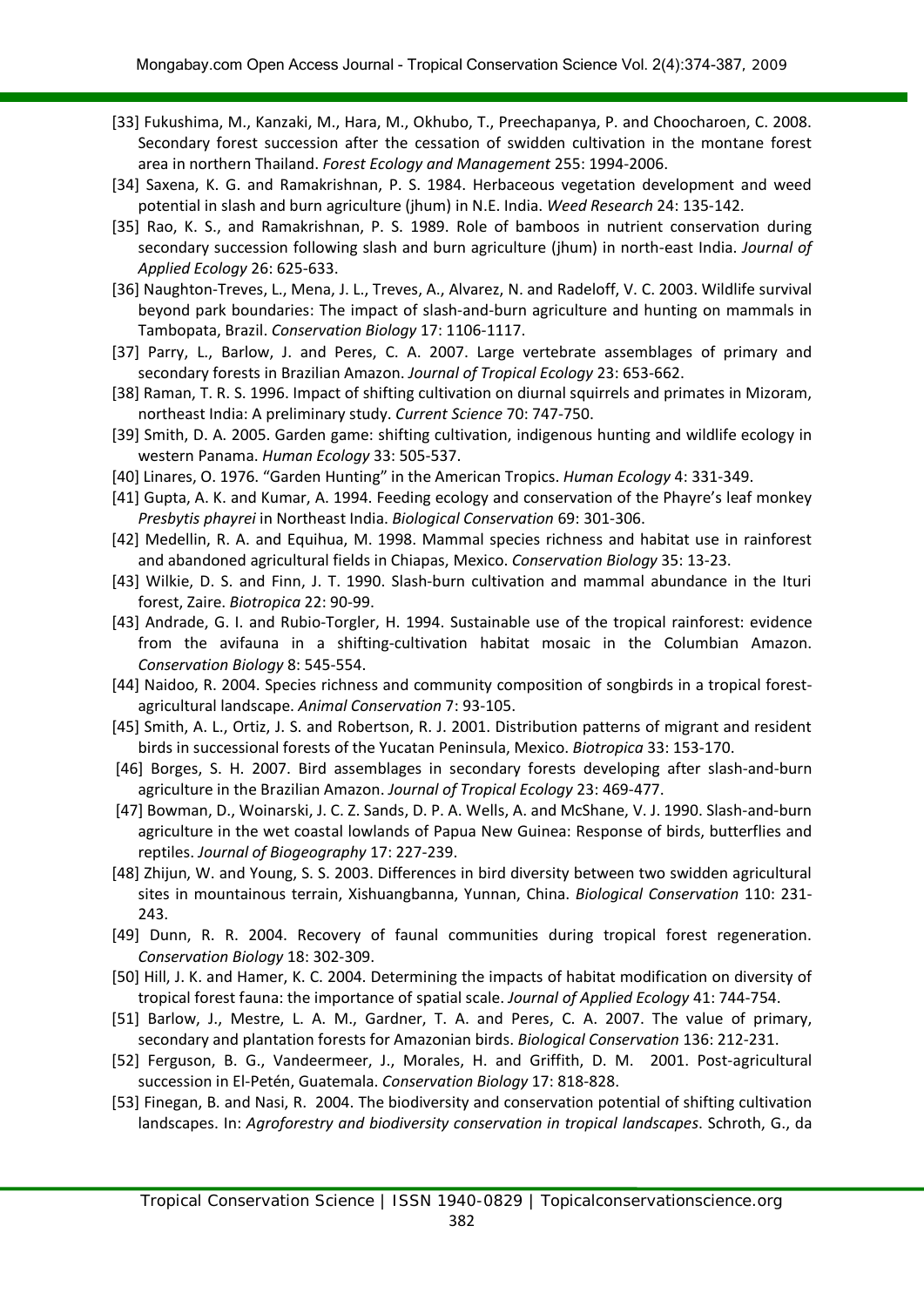[33] Fukushima, M., Kanzaki, M., Hara, M., Okhubo, T., Preechapanya, P. and Choocharoen, C. 2008. Secondary forest succession after the cessation of swidden cultivation in the montane forest area in northern Thailand. *Forest Ecology and Management* 255: 1994-2006.

[34] Saxena, K. G. and Ramakrishnan, P. S. 1984. Herbaceous vegetation development and weed potential in slash and burn agriculture (jhum) in N.E. India. *Weed Research* 24: 135-142.

[35] Rao, K. S., and Ramakrishnan, P. S. 1989. Role of bamboos in nutrient conservation during secondary succession following slash and burn agriculture (jhum) in north-east India. *Journal of Applied Ecology* 26: 625-633.

[36] Naughton-Treves, L., Mena, J. L., Treves, A., Alvarez, N. and Radeloff, V. C. 2003. Wildlife survival beyond park boundaries: The impact of slash-and-burn agriculture and hunting on mammals in Tambopata, Brazil. *Conservation Biology* 17: 1106-1117.

[37] Parry, L., Barlow, J. and Peres, C. A. 2007. Large vertebrate assemblages of primary and secondary forests in Brazilian Amazon. *Journal of Tropical Ecology* 23: 653-662.

[38] Raman, T. R. S. 1996. Impact of shifting cultivation on diurnal squirrels and primates in Mizoram, northeast India: A preliminary study. *Current Science* 70: 747-750.

[39] Smith, D. A. 2005. Garden game: shifting cultivation, indigenous hunting and wildlife ecology in western Panama. *Human Ecology* 33: 505-537.

[40] Linares, O. 1976. "Garden Hunting" in the American Tropics. *Human Ecology* 4: 331-349.

[41] Gupta, A. K. and Kumar, A. 1994. Feeding ecology and conservation of the Phayre's leaf monkey *Presbytis phayrei* in Northeast India. *Biological Conservation* 69: 301-306.

[42] Medellin, R. A. and Equihua, M. 1998. Mammal species richness and habitat use in rainforest and abandoned agricultural fields in Chiapas, Mexico. *Conservation Biology* 35: 13-23.

[43] Wilkie, D. S. and Finn, J. T. 1990. Slash-burn cultivation and mammal abundance in the Ituri forest, Zaire. *Biotropica* 22: 90-99.

[43] Andrade, G. I. and Rubio-Torgler, H. 1994. Sustainable use of the tropical rainforest: evidence from the avifauna in a shifting-cultivation habitat mosaic in the Columbian Amazon. *Conservation Biology* 8: 545-554.

[44] Naidoo, R. 2004. Species richness and community composition of songbirds in a tropical forest-agricultural landscape. *Animal Conservation* 7: 93-105.

[45] Smith, A. L., Ortiz, J. S. and Robertson, R. J. 2001. Distribution patterns of migrant and resident birds in successional forests of the Yucatan Peninsula, Mexico. *Biotropica* 33: 153-170.

[46] Borges, S. H. 2007. Bird assemblages in secondary forests developing after slash-and-burn agriculture in the Brazilian Amazon. *Journal of Tropical Ecology* 23: 469-477.

[47] Bowman, D., Woinarski, J. C. Z. Sands, D. P. A. Wells, A. and McShane, V. J. 1990. Slash-and-burn agriculture in the wet coastal lowlands of Papua New Guinea: Response of birds, butterflies and reptiles. *Journal of Biogeography* 17: 227-239.

[48] Zhijun, W. and Young, S. S. 2003. Differences in bird diversity between two swidden agricultural sites in mountainous terrain, Xishuangbanna, Yunnan, China. *Biological Conservation* 110: 231-243.

[49] Dunn, R. R. 2004. Recovery of faunal communities during tropical forest regeneration. *Conservation Biology* 18: 302-309.

[50] Hill, J. K. and Hamer, K. C. 2004. Determining the impacts of habitat modification on diversity of tropical forest fauna: the importance of spatial scale. *Journal of Applied Ecology* 41: 744-754.

[51] Barlow, J., Mestre, L. A. M., Gardner, T. A. and Peres, C. A. 2007. The value of primary, secondary and plantation forests for Amazonian birds. *Biological Conservation* 136: 212-231.

[52] Ferguson, B. G., Vandeermeer, J., Morales, H. and Griffith, D. M. 2001. Post-agricultural succession in El-Petén, Guatemala. *Conservation Biology* 17: 818-828.

[53] Finegan, B. and Nasi, R. 2004. The biodiversity and conservation potential of shifting cultivation landscapes. In: *Agroforestry and biodiversity conservation in tropical landscapes*. Schroth, G., da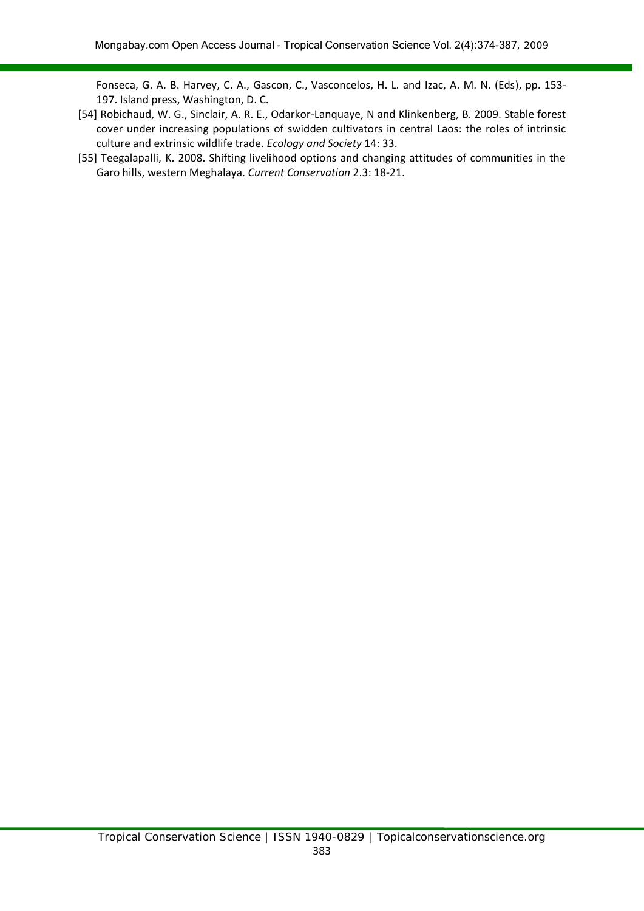Fonseca, G. A. B. Harvey, C. A., Gascon, C., Vasconcelos, H. L. and Izac, A. M. N. (Eds), pp. 153-197. Island press, Washington, D. C.

[54] Robichaud, W. G., Sinclair, A. R. E., Odarkor-Lanquaye, N and Klinkenberg, B. 2009. Stable forest cover under increasing populations of swidden cultivators in central Laos: the roles of intrinsic culture and extrinsic wildlife trade. *Ecology and Society* 14: 33.

[55] Teegalapalli, K. 2008. Shifting livelihood options and changing attitudes of communities in the Garo hills, western Meghalaya. *Current Conservation* 2.3: 18-21.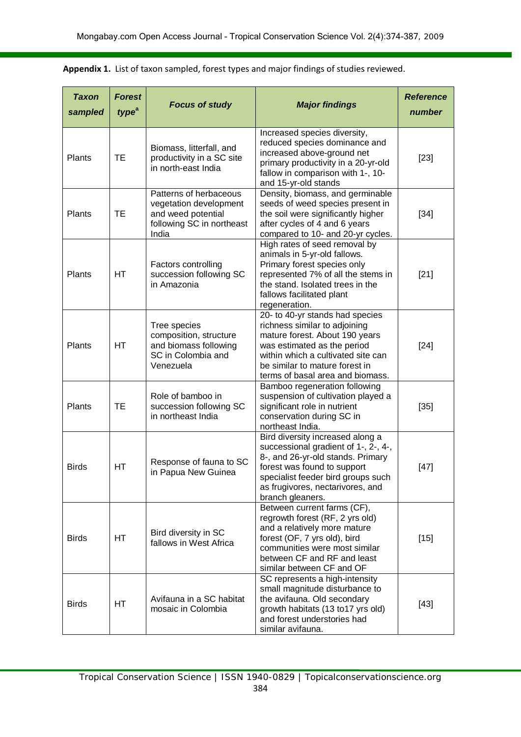**Appendix 1.** List of taxon sampled, forest types and major findings of studies reviewed.

| *Taxon sampled* | *Forest type*[a] | *Focus of study* | *Major findings* | *Reference number* |
|---|---|---|---|---|
| Plants | TE | Biomass, litterfall, and productivity in a SC site in north-east India | Increased species diversity, reduced species dominance and increased above-ground net primary productivity in a 20-yr-old fallow in comparison with 1-, 10- and 15-yr-old stands | [23] |
| Plants | TE | Patterns of herbaceous vegetation development and weed potential following SC in northeast India | Density, biomass, and germinable seeds of weed species present in the soil were significantly higher after cycles of 4 and 6 years compared to 10- and 20-yr cycles. | [34] |
| Plants | HT | Factors controlling succession following SC in Amazonia | High rates of seed removal by animals in 5-yr-old fallows. Primary forest species only represented 7% of all the stems in the stand. Isolated trees in the fallows facilitated plant regeneration. | [21] |
| Plants | HT | Tree species composition, structure and biomass following SC in Colombia and Venezuela | 20- to 40-yr stands had species richness similar to adjoining mature forest. About 190 years was estimated as the period within which a cultivated site can be similar to mature forest in terms of basal area and biomass. | [24] |
| Plants | TE | Role of bamboo in succession following SC in northeast India | Bamboo regeneration following suspension of cultivation played a significant role in nutrient conservation during SC in northeast India. | [35] |
| Birds | HT | Response of fauna to SC in Papua New Guinea | Bird diversity increased along a successional gradient of 1-, 2-, 4-, 8-, and 26-yr-old stands. Primary forest was found to support specialist feeder bird groups such as frugivores, nectarivores, and branch gleaners. | [47] |
| Birds | HT | Bird diversity in SC fallows in West Africa | Between current farms (CF), regrowth forest (RF, 2 yrs old) and a relatively more mature forest (OF, 7 yrs old), bird communities were most similar between CF and RF and least similar between CF and OF | [15] |
| Birds | HT | Avifauna in a SC habitat mosaic in Colombia | SC represents a high-intensity small magnitude disturbance to the avifauna. Old secondary growth habitats (13 to17 yrs old) and forest understories had similar avifauna. | [43] |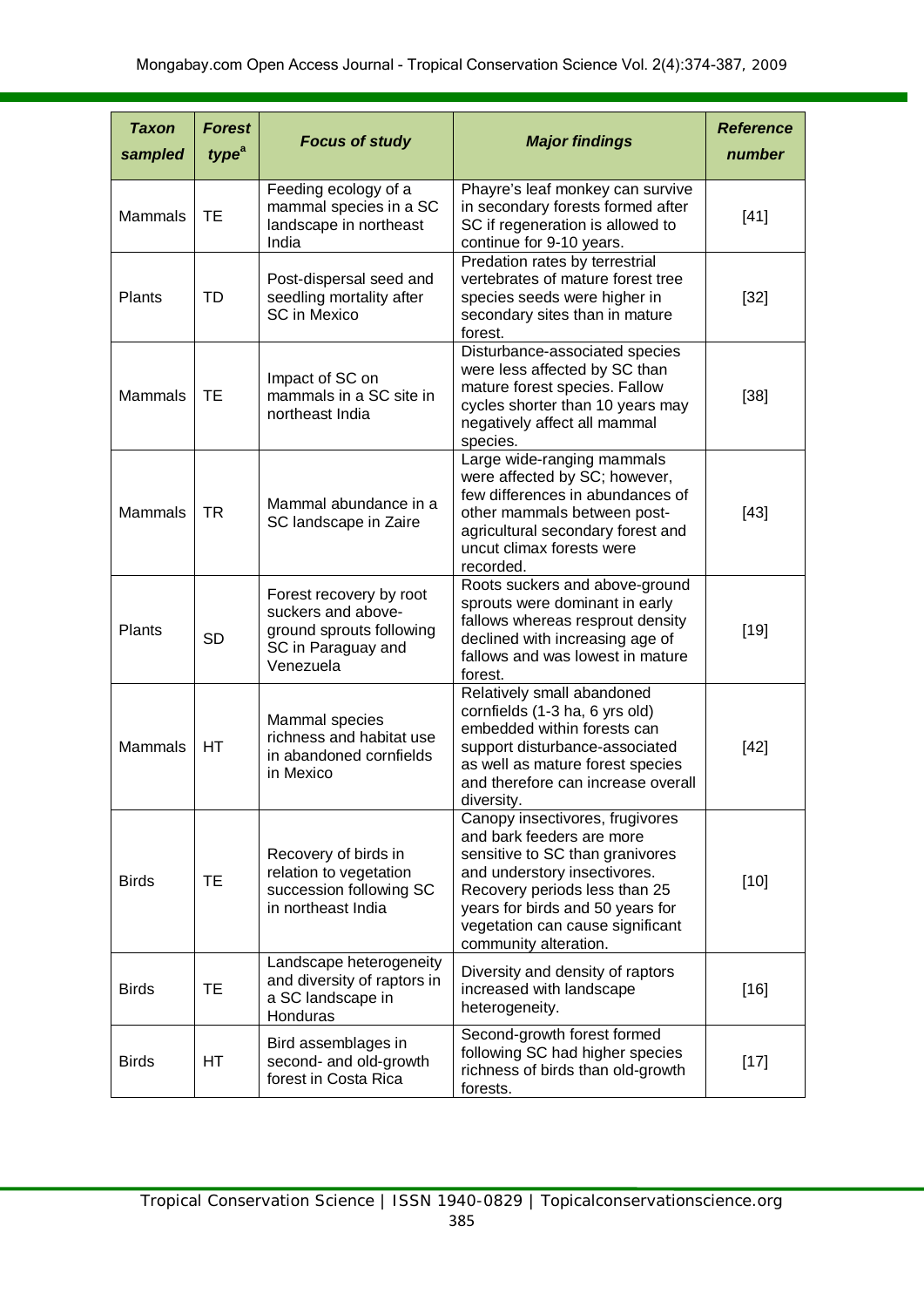| *Taxon sampled* | *Forest type*[a] | *Focus of study* | *Major findings* | *Reference number* |
|---|---|---|---|---|
| Mammals | TE | Feeding ecology of a mammal species in a SC landscape in northeast India | Phayre's leaf monkey can survive in secondary forests formed after SC if regeneration is allowed to continue for 9-10 years. | [41] |
| Plants | TD | Post-dispersal seed and seedling mortality after SC in Mexico | Predation rates by terrestrial vertebrates of mature forest tree species seeds were higher in secondary sites than in mature forest. | [32] |
| Mammals | TE | Impact of SC on mammals in a SC site in northeast India | Disturbance-associated species were less affected by SC than mature forest species. Fallow cycles shorter than 10 years may negatively affect all mammal species. | [38] |
| Mammals | TR | Mammal abundance in a SC landscape in Zaire | Large wide-ranging mammals were affected by SC; however, few differences in abundances of other mammals between post-agricultural secondary forest and uncut climax forests were recorded. | [43] |
| Plants | SD | Forest recovery by root suckers and above-ground sprouts following SC in Paraguay and Venezuela | Roots suckers and above-ground sprouts were dominant in early fallows whereas resprout density declined with increasing age of fallows and was lowest in mature forest. | [19] |
| Mammals | HT | Mammal species richness and habitat use in abandoned cornfields in Mexico | Relatively small abandoned cornfields (1-3 ha, 6 yrs old) embedded within forests can support disturbance-associated as well as mature forest species and therefore can increase overall diversity. | [42] |
| Birds | TE | Recovery of birds in relation to vegetation succession following SC in northeast India | Canopy insectivores, frugivores and bark feeders are more sensitive to SC than granivores and understory insectivores. Recovery periods less than 25 years for birds and 50 years for vegetation can cause significant community alteration. | [10] |
| Birds | TE | Landscape heterogeneity and diversity of raptors in a SC landscape in Honduras | Diversity and density of raptors increased with landscape heterogeneity. | [16] |
| Birds | HT | Bird assemblages in second- and old-growth forest in Costa Rica | Second-growth forest formed following SC had higher species richness of birds than old-growth forests. | [17] |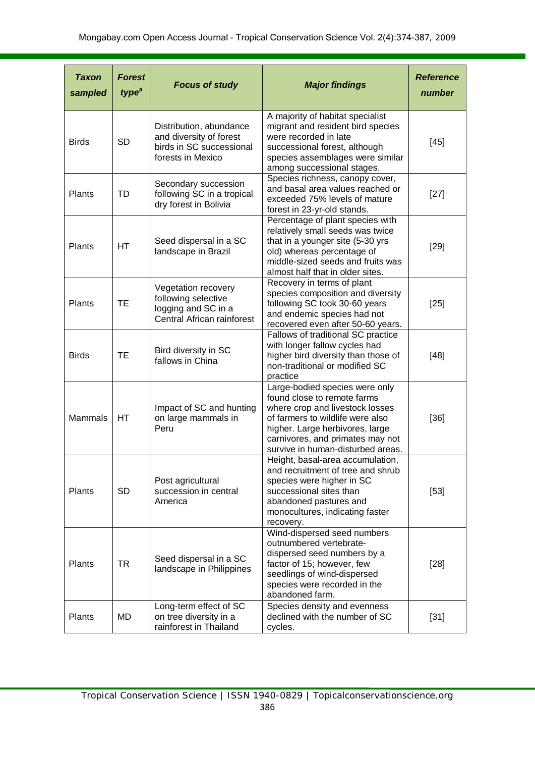| *Taxon sampled* | *Forest type*[a] | *Focus of study* | *Major findings* | *Reference number* |
|---|---|---|---|---|
| Birds | SD | Distribution, abundance and diversity of forest birds in SC successional forests in Mexico | A majority of habitat specialist migrant and resident bird species were recorded in late successional forest, although species assemblages were similar among successional stages. | [45] |
| Plants | TD | Secondary succession following SC in a tropical dry forest in Bolivia | Species richness, canopy cover, and basal area values reached or exceeded 75% levels of mature forest in 23-yr-old stands. | [27] |
| Plants | HT | Seed dispersal in a SC landscape in Brazil | Percentage of plant species with relatively small seeds was twice that in a younger site (5-30 yrs old) whereas percentage of middle-sized seeds and fruits was almost half that in older sites. | [29] |
| Plants | TE | Vegetation recovery following selective logging and SC in a Central African rainforest | Recovery in terms of plant species composition and diversity following SC took 30-60 years and endemic species had not recovered even after 50-60 years. | [25] |
| Birds | TE | Bird diversity in SC fallows in China | Fallows of traditional SC practice with longer fallow cycles had higher bird diversity than those of non-traditional or modified SC practice | [48] |
| Mammals | HT | Impact of SC and hunting on large mammals in Peru | Large-bodied species were only found close to remote farms where crop and livestock losses of farmers to wildlife were also higher. Large herbivores, large carnivores, and primates may not survive in human-disturbed areas. | [36] |
| Plants | SD | Post agricultural succession in central America | Height, basal-area accumulation, and recruitment of tree and shrub species were higher in SC successional sites than abandoned pastures and monocultures, indicating faster recovery. | [53] |
| Plants | TR | Seed dispersal in a SC landscape in Philippines | Wind-dispersed seed numbers outnumbered vertebrate-dispersed seed numbers by a factor of 15; however, few seedlings of wind-dispersed species were recorded in the abandoned farm. | [28] |
| Plants | MD | Long-term effect of SC on tree diversity in a rainforest in Thailand | Species density and evenness declined with the number of SC cycles. | [31] |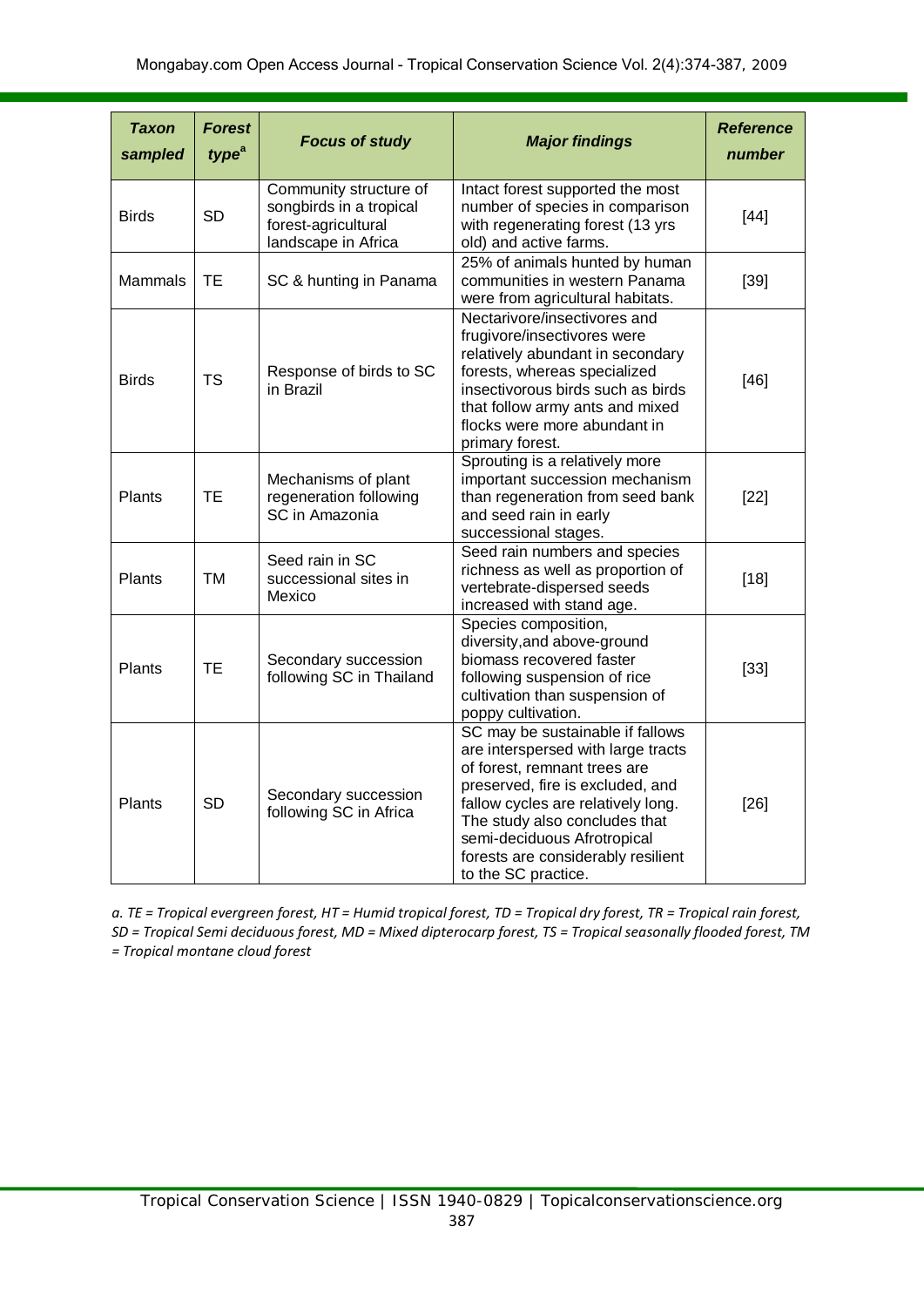| *Taxon sampled* | *Forest type*[a] | *Focus of study* | *Major findings* | *Reference number* |
|---|---|---|---|---|
| Birds | SD | Community structure of songbirds in a tropical forest-agricultural landscape in Africa | Intact forest supported the most number of species in comparison with regenerating forest (13 yrs old) and active farms. | [44] |
| Mammals | TE | SC & hunting in Panama | 25% of animals hunted by human communities in western Panama were from agricultural habitats. | [39] |
| Birds | TS | Response of birds to SC in Brazil | Nectarivore/insectivores and frugivore/insectivores were relatively abundant in secondary forests, whereas specialized insectivorous birds such as birds that follow army ants and mixed flocks were more abundant in primary forest. | [46] |
| Plants | TE | Mechanisms of plant regeneration following SC in Amazonia | Sprouting is a relatively more important succession mechanism than regeneration from seed bank and seed rain in early successional stages. | [22] |
| Plants | TM | Seed rain in SC successional sites in Mexico | Seed rain numbers and species richness as well as proportion of vertebrate-dispersed seeds increased with stand age. | [18] |
| Plants | TE | Secondary succession following SC in Thailand | Species composition, diversity,and above-ground biomass recovered faster following suspension of rice cultivation than suspension of poppy cultivation. | [33] |
| Plants | SD | Secondary succession following SC in Africa | SC may be sustainable if fallows are interspersed with large tracts of forest, remnant trees are preserved, fire is excluded, and fallow cycles are relatively long. The study also concludes that semi-deciduous Afrotropical forests are considerably resilient to the SC practice. | [26] |

*a. TE = Tropical evergreen forest, HT = Humid tropical forest, TD = Tropical dry forest, TR = Tropical rain forest, SD = Tropical Semi deciduous forest, MD = Mixed dipterocarp forest, TS = Tropical seasonally flooded forest, TM = Tropical montane cloud forest*